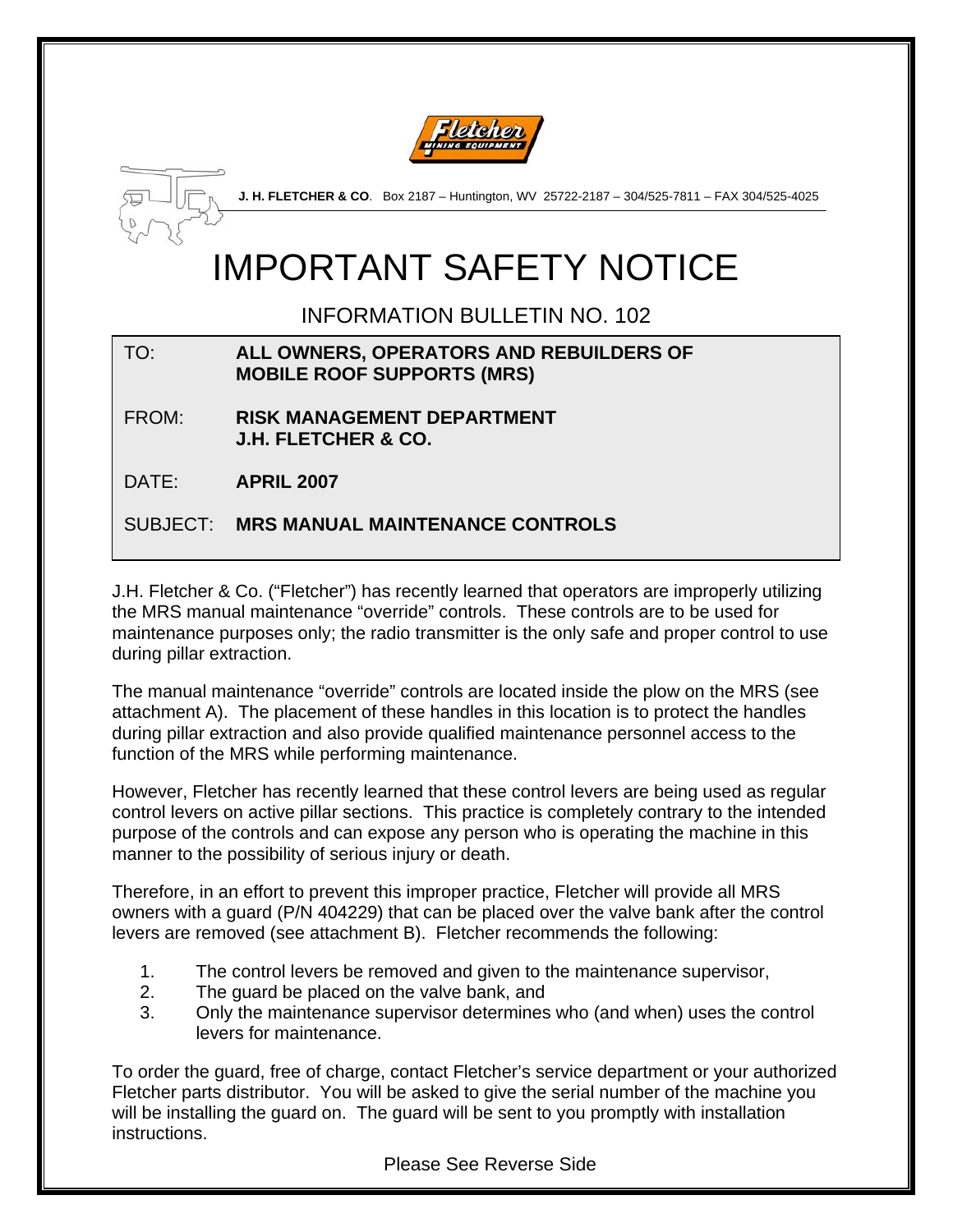**J. H. FLETCHER & CO**. Box 2187 – Huntington, WV 25722-2187 – 304/525-7811 – FAX 304/525-4025

# IMPORTANT SAFETY NOTICE

## INFORMATION BULLETIN NO. 102

TO: **ALL OWNERS, OPERATORS AND REBUILDERS OF MOBILE ROOF SUPPORTS (MRS)**

FROM: **RISK MANAGEMENT DEPARTMENT J.H. FLETCHER & CO.**

DATE: **APRIL 2007**

SUBJECT: **MRS MANUAL MAINTENANCE CONTROLS**

J.H. Fletcher & Co. ("Fletcher") has recently learned that operators are improperly utilizing the MRS manual maintenance "override" controls. These controls are to be used for maintenance purposes only; the radio transmitter is the only safe and proper control to use during pillar extraction.

The manual maintenance "override" controls are located inside the plow on the MRS (see attachment A). The placement of these handles in this location is to protect the handles during pillar extraction and also provide qualified maintenance personnel access to the function of the MRS while performing maintenance.

However, Fletcher has recently learned that these control levers are being used as regular control levers on active pillar sections. This practice is completely contrary to the intended purpose of the controls and can expose any person who is operating the machine in this manner to the possibility of serious injury or death.

Therefore, in an effort to prevent this improper practice, Fletcher will provide all MRS owners with a guard (P/N 404229) that can be placed over the valve bank after the control levers are removed (see attachment B). Fletcher recommends the following:

1. The control levers be removed and given to the maintenance supervisor,
2. The guard be placed on the valve bank, and
3. Only the maintenance supervisor determines who (and when) uses the control levers for maintenance.

To order the guard, free of charge, contact Fletcher's service department or your authorized Fletcher parts distributor. You will be asked to give the serial number of the machine you will be installing the guard on. The guard will be sent to you promptly with installation instructions.

Please See Reverse Side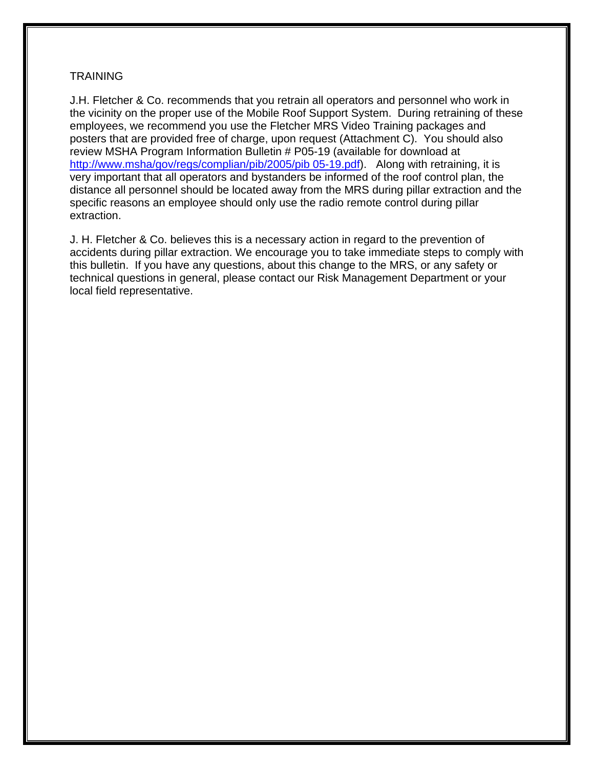## TRAINING

J.H. Fletcher & Co. recommends that you retrain all operators and personnel who work in the vicinity on the proper use of the Mobile Roof Support System. During retraining of these employees, we recommend you use the Fletcher MRS Video Training packages and posters that are provided free of charge, upon request (Attachment C). You should also review MSHA Program Information Bulletin # P05-19 (available for download at [http://www.msha/gov/regs/complian/pib/2005/pib 05-19.pdf](http://www.msha/gov/regs/complian/pib/2005/pib 05-19.pdf)). Along with retraining, it is very important that all operators and bystanders be informed of the roof control plan, the distance all personnel should be located away from the MRS during pillar extraction and the specific reasons an employee should only use the radio remote control during pillar extraction.

J. H. Fletcher & Co. believes this is a necessary action in regard to the prevention of accidents during pillar extraction. We encourage you to take immediate steps to comply with this bulletin. If you have any questions, about this change to the MRS, or any safety or technical questions in general, please contact our Risk Management Department or your local field representative.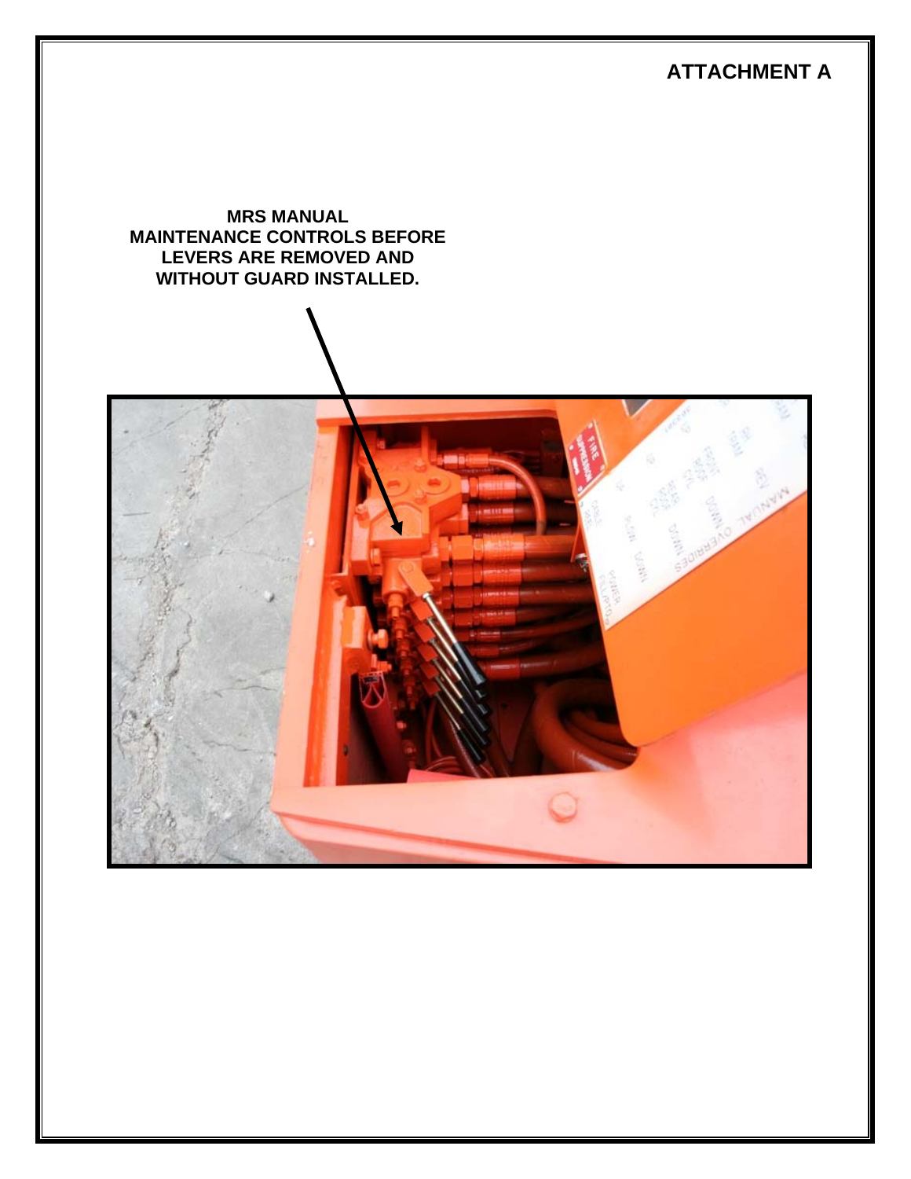**ATTACHMENT A**

**MRS MANUAL MAINTENANCE CONTROLS BEFORE LEVERS ARE REMOVED AND WITHOUT GUARD INSTALLED.**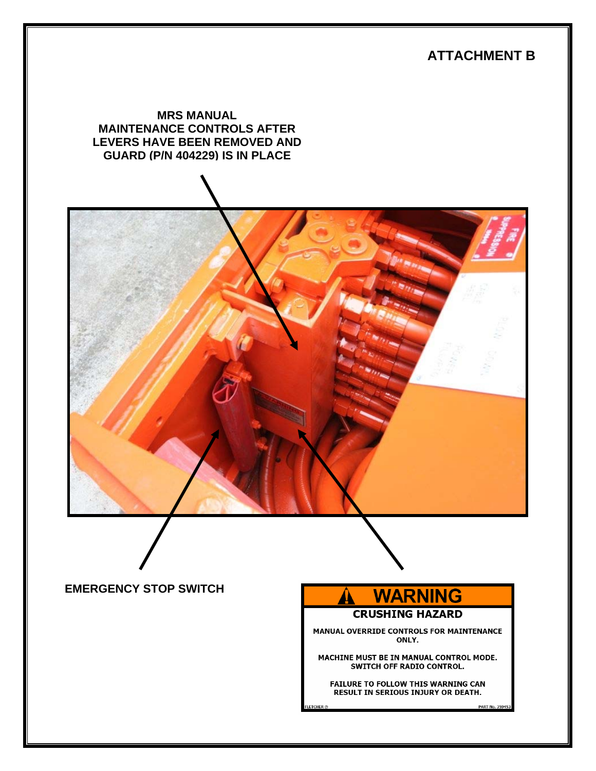## ATTACHMENT B

**MRS MANUAL MAINTENANCE CONTROLS AFTER LEVERS HAVE BEEN REMOVED AND GUARD (P/N 404229) IS IN PLACE**

**EMERGENCY STOP SWITCH**

**WARNING**

**CRUSHING HAZARD**

MANUAL OVERRIDE CONTROLS FOR MAINTENANCE ONLY.

MACHINE MUST BE IN MANUAL CONTROL MODE. SWITCH OFF RADIO CONTROL.

FAILURE TO FOLLOW THIS WARNING CAN RESULT IN SERIOUS INJURY OR DEATH.

FLETCHER ® PART No. 359453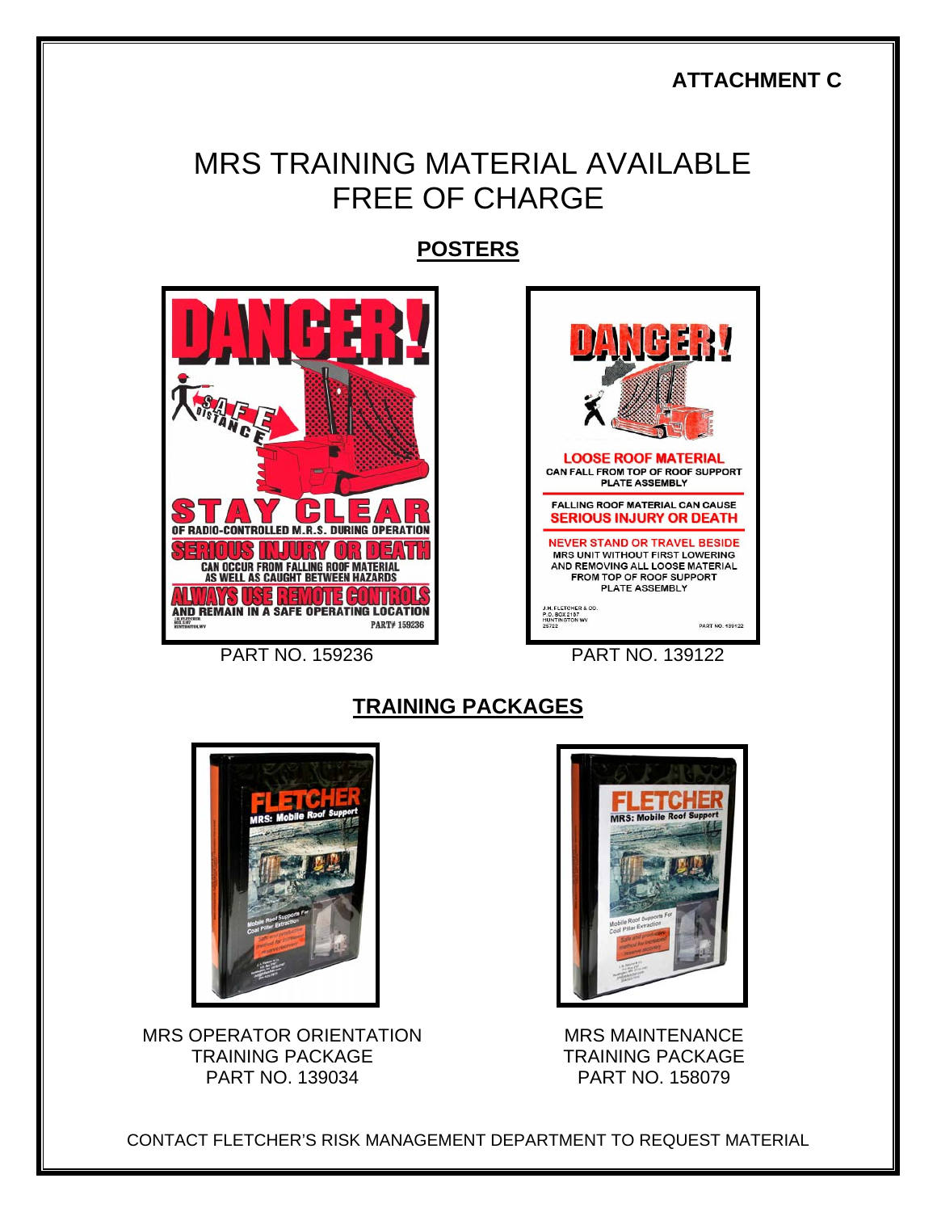**ATTACHMENT C**

# MRS TRAINING MATERIAL AVAILABLE FREE OF CHARGE

## POSTERS

PART NO. 159236

PART NO. 139122

## TRAINING PACKAGES

MRS OPERATOR ORIENTATION TRAINING PACKAGE
PART NO. 139034

MRS MAINTENANCE TRAINING PACKAGE
PART NO. 158079

CONTACT FLETCHER'S RISK MANAGEMENT DEPARTMENT TO REQUEST MATERIAL